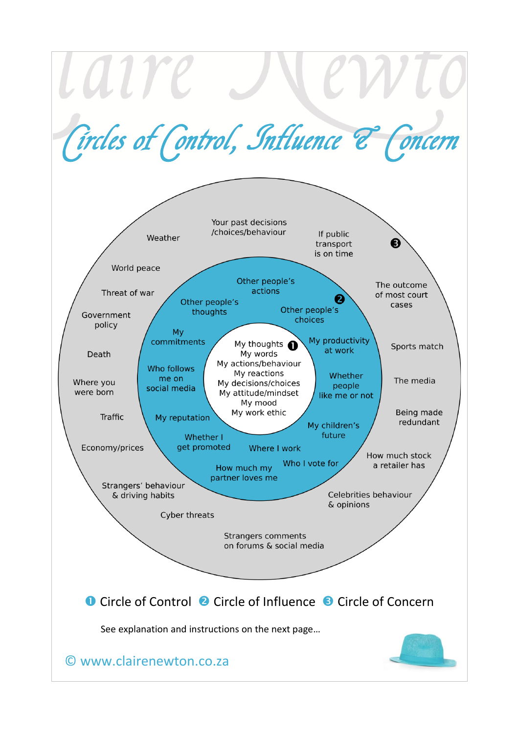# Circles of Control, Influence & Concern

**❶ Circle of Control**

- My thoughts
- My words
- My actions/behaviour
- My reactions
- My decisions/choices
- My attitude/mindset
- My mood
- My work ethic

**❷ Circle of Influence**

- Other people's actions
- Other people's thoughts
- Other people's choices
- My commitments
- My productivity at work
- Who follows me on social media
- Whether people like me or not
- My reputation
- My children's future
- Whether I get promoted
- Where I work
- How much my partner loves me
- Who I vote for

**❸ Circle of Concern**

- Your past decisions /choices/behaviour
- Weather
- If public transport is on time
- World peace
- Threat of war
- The outcome of most court cases
- Government policy
- Death
- Sports match
- Where you were born
- The media
- Traffic
- Being made redundant
- Economy/prices
- How much stock a retailer has
- Strangers' behaviour & driving habits
- Celebrities behaviour & opinions
- Cyber threats
- Strangers comments on forums & social media

❶ Circle of Control ❷ Circle of Influence ❸ Circle of Concern

See explanation and instructions on the next page…

© www.clairenewton.co.za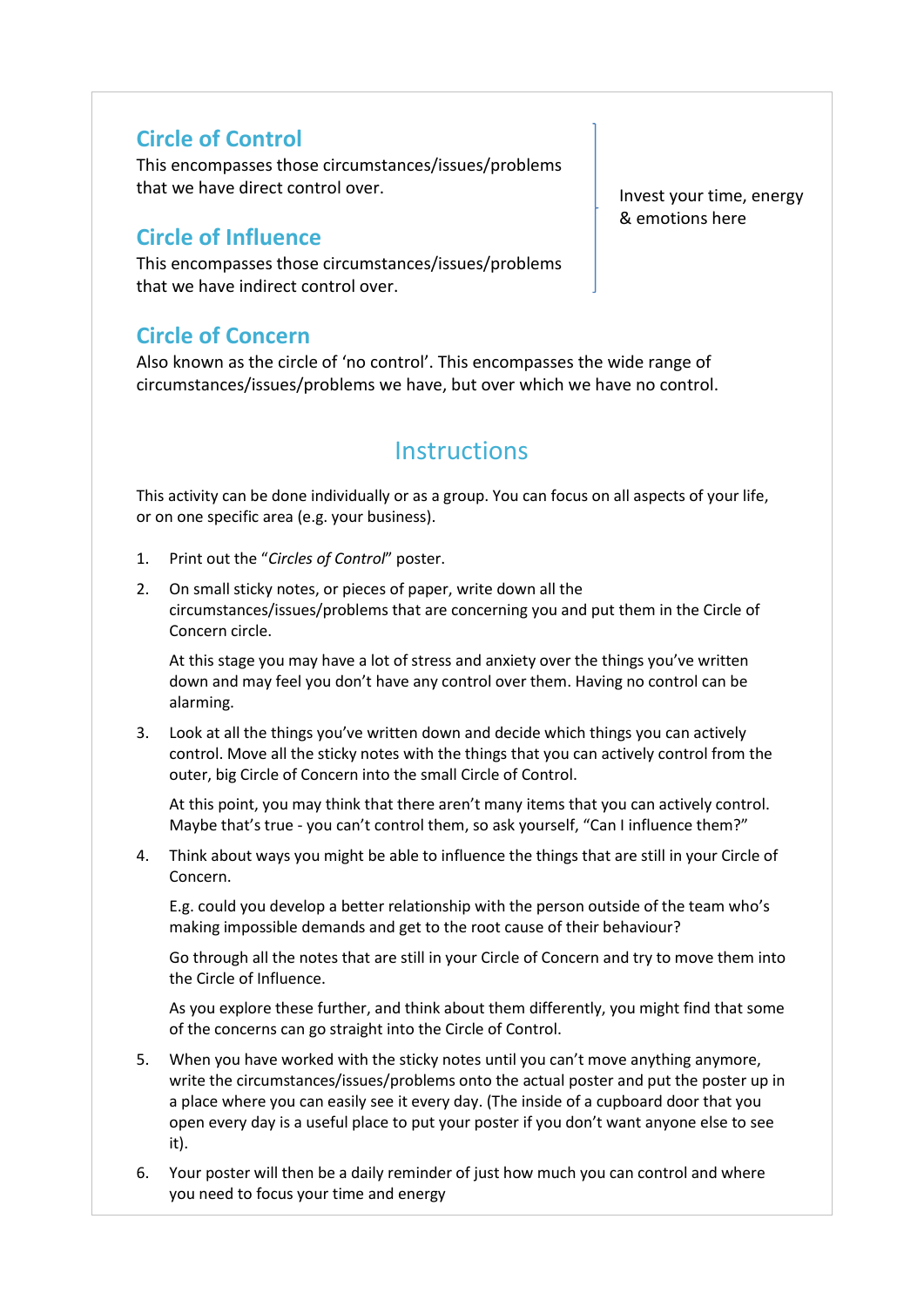## Circle of Control

This encompasses those circumstances/issues/problems that we have direct control over.

## Circle of Influence

This encompasses those circumstances/issues/problems that we have indirect control over.

Invest your time, energy & emotions here

## Circle of Concern

Also known as the circle of 'no control'. This encompasses the wide range of circumstances/issues/problems we have, but over which we have no control.

# Instructions

This activity can be done individually or as a group. You can focus on all aspects of your life, or on one specific area (e.g. your business).

1. Print out the "*Circles of Control*" poster.
2. On small sticky notes, or pieces of paper, write down all the circumstances/issues/problems that are concerning you and put them in the Circle of Concern circle.

   At this stage you may have a lot of stress and anxiety over the things you've written down and may feel you don't have any control over them. Having no control can be alarming.
3. Look at all the things you've written down and decide which things you can actively control. Move all the sticky notes with the things that you can actively control from the outer, big Circle of Concern into the small Circle of Control.

   At this point, you may think that there aren't many items that you can actively control. Maybe that's true - you can't control them, so ask yourself, "Can I influence them?"
4. Think about ways you might be able to influence the things that are still in your Circle of Concern.

   E.g. could you develop a better relationship with the person outside of the team who's making impossible demands and get to the root cause of their behaviour?

   Go through all the notes that are still in your Circle of Concern and try to move them into the Circle of Influence.

   As you explore these further, and think about them differently, you might find that some of the concerns can go straight into the Circle of Control.
5. When you have worked with the sticky notes until you can't move anything anymore, write the circumstances/issues/problems onto the actual poster and put the poster up in a place where you can easily see it every day. (The inside of a cupboard door that you open every day is a useful place to put your poster if you don't want anyone else to see it).
6. Your poster will then be a daily reminder of just how much you can control and where you need to focus your time and energy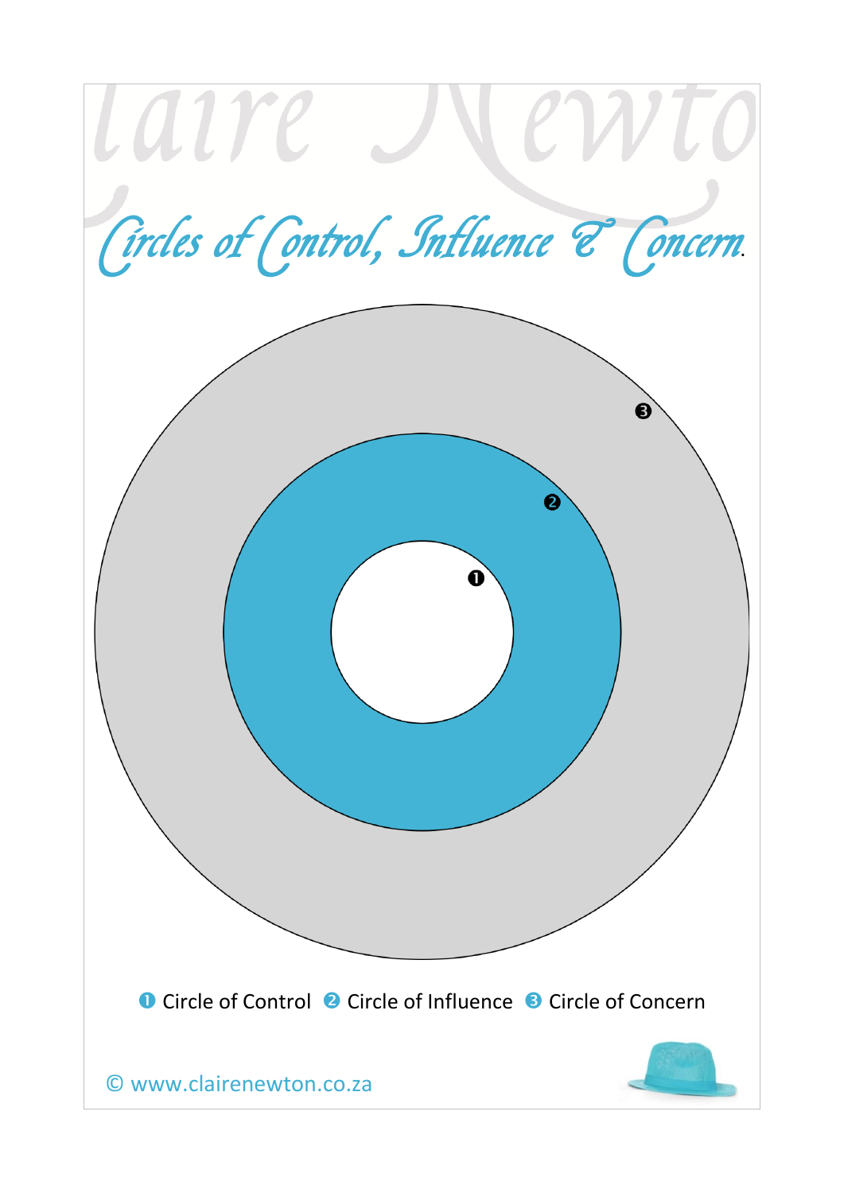# Circles of Control, Influence & Concern.

❶

❷

❸

❶ Circle of Control ❷ Circle of Influence ❸ Circle of Concern

© www.clairenewton.co.za